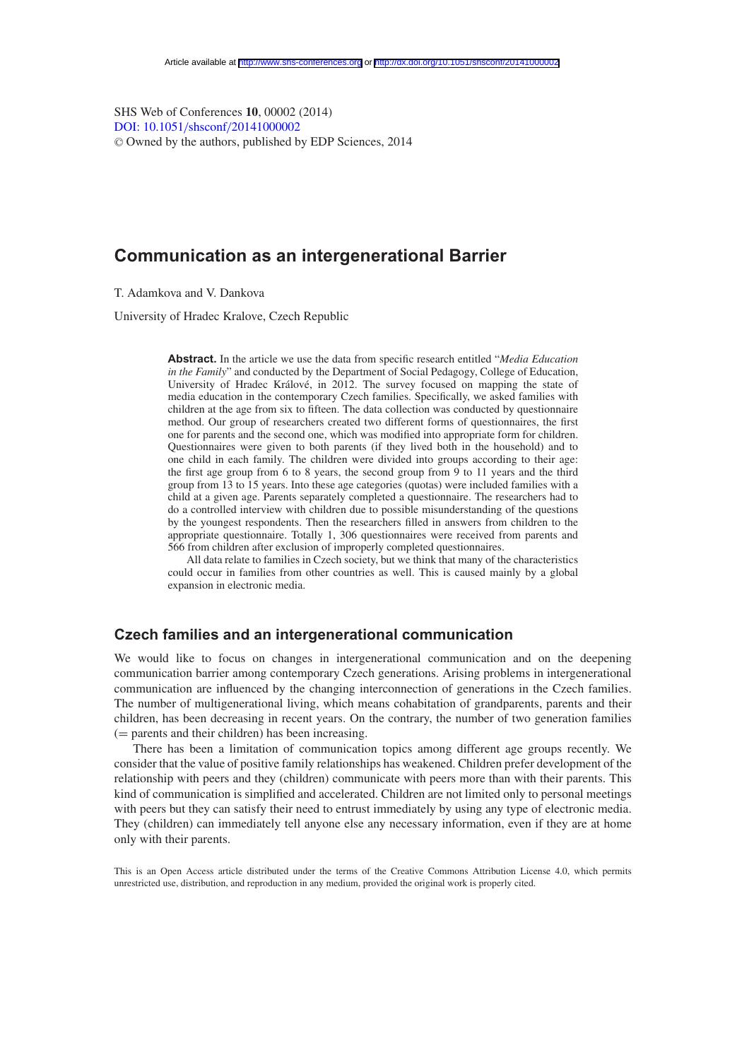Article available at http://www.shs-conferences.org or http://dx.doi.org/10.1051/shsconf/20141000002

SHS Web of Conferences **10**, 00002 (2014)
DOI: 10.1051/shsconf/20141000002
© Owned by the authors, published by EDP Sciences, 2014

# Communication as an intergenerational Barrier

T. Adamkova and V. Dankova

University of Hradec Kralove, Czech Republic

**Abstract.** In the article we use the data from specific research entitled "*Media Education in the Family*" and conducted by the Department of Social Pedagogy, College of Education, University of Hradec Králové, in 2012. The survey focused on mapping the state of media education in the contemporary Czech families. Specifically, we asked families with children at the age from six to fifteen. The data collection was conducted by questionnaire method. Our group of researchers created two different forms of questionnaires, the first one for parents and the second one, which was modified into appropriate form for children. Questionnaires were given to both parents (if they lived both in the household) and to one child in each family. The children were divided into groups according to their age: the first age group from 6 to 8 years, the second group from 9 to 11 years and the third group from 13 to 15 years. Into these age categories (quotas) were included families with a child at a given age. Parents separately completed a questionnaire. The researchers had to do a controlled interview with children due to possible misunderstanding of the questions by the youngest respondents. Then the researchers filled in answers from children to the appropriate questionnaire. Totally 1, 306 questionnaires were received from parents and 566 from children after exclusion of improperly completed questionnaires.

All data relate to families in Czech society, but we think that many of the characteristics could occur in families from other countries as well. This is caused mainly by a global expansion in electronic media.

## Czech families and an intergenerational communication

We would like to focus on changes in intergenerational communication and on the deepening communication barrier among contemporary Czech generations. Arising problems in intergenerational communication are influenced by the changing interconnection of generations in the Czech families. The number of multigenerational living, which means cohabitation of grandparents, parents and their children, has been decreasing in recent years. On the contrary, the number of two generation families (= parents and their children) has been increasing.

There has been a limitation of communication topics among different age groups recently. We consider that the value of positive family relationships has weakened. Children prefer development of the relationship with peers and they (children) communicate with peers more than with their parents. This kind of communication is simplified and accelerated. Children are not limited only to personal meetings with peers but they can satisfy their need to entrust immediately by using any type of electronic media. They (children) can immediately tell anyone else any necessary information, even if they are at home only with their parents.

This is an Open Access article distributed under the terms of the Creative Commons Attribution License 4.0, which permits unrestricted use, distribution, and reproduction in any medium, provided the original work is properly cited.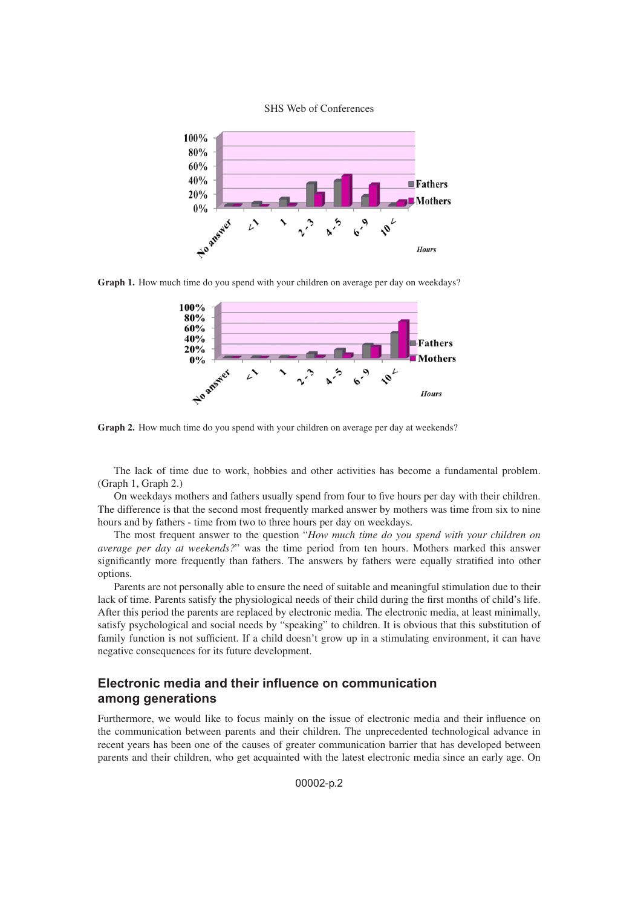Graph 1. How much time do you spend with your children on average per day on weekdays?

Graph 2. How much time do you spend with your children on average per day at weekends?

The lack of time due to work, hobbies and other activities has become a fundamental problem. (Graph 1, Graph 2.)

On weekdays mothers and fathers usually spend from four to five hours per day with their children. The difference is that the second most frequently marked answer by mothers was time from six to nine hours and by fathers - time from two to three hours per day on weekdays.

The most frequent answer to the question "*How much time do you spend with your children on average per day at weekends?*" was the time period from ten hours. Mothers marked this answer significantly more frequently than fathers. The answers by fathers were equally stratified into other options.

Parents are not personally able to ensure the need of suitable and meaningful stimulation due to their lack of time. Parents satisfy the physiological needs of their child during the first months of child's life. After this period the parents are replaced by electronic media. The electronic media, at least minimally, satisfy psychological and social needs by "speaking" to children. It is obvious that this substitution of family function is not sufficient. If a child doesn't grow up in a stimulating environment, it can have negative consequences for its future development.

## Electronic media and their influence on communication among generations

Furthermore, we would like to focus mainly on the issue of electronic media and their influence on the communication between parents and their children. The unprecedented technological advance in recent years has been one of the causes of greater communication barrier that has developed between parents and their children, who get acquainted with the latest electronic media since an early age. On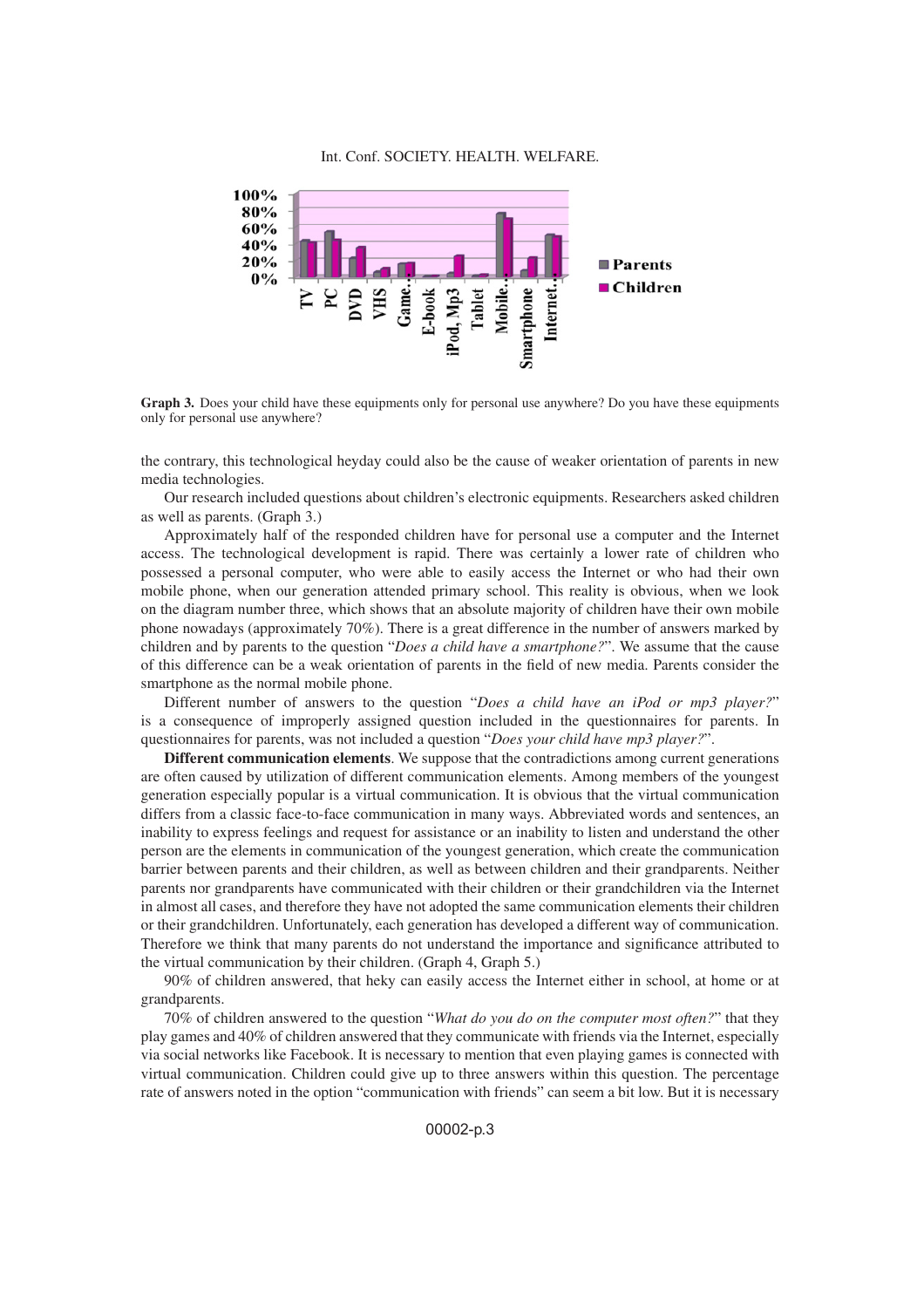100%
80%
60%
40%
20%
0%

TV PC DVD VHS Game... E-book iPod, Mp3 Tablet Mobile... Smartphone Internet...

Parents
Children

**Graph 3.** Does your child have these equipments only for personal use anywhere? Do you have these equipments only for personal use anywhere?

the contrary, this technological heyday could also be the cause of weaker orientation of parents in new media technologies.

Our research included questions about children's electronic equipments. Researchers asked children as well as parents. (Graph 3.)

Approximately half of the responded children have for personal use a computer and the Internet access. The technological development is rapid. There was certainly a lower rate of children who possessed a personal computer, who were able to easily access the Internet or who had their own mobile phone, when our generation attended primary school. This reality is obvious, when we look on the diagram number three, which shows that an absolute majority of children have their own mobile phone nowadays (approximately 70%). There is a great difference in the number of answers marked by children and by parents to the question "*Does a child have a smartphone?*". We assume that the cause of this difference can be a weak orientation of parents in the field of new media. Parents consider the smartphone as the normal mobile phone.

Different number of answers to the question "*Does a child have an iPod or mp3 player?*" is a consequence of improperly assigned question included in the questionnaires for parents. In questionnaires for parents, was not included a question "*Does your child have mp3 player?*".

**Different communication elements**. We suppose that the contradictions among current generations are often caused by utilization of different communication elements. Among members of the youngest generation especially popular is a virtual communication. It is obvious that the virtual communication differs from a classic face-to-face communication in many ways. Abbreviated words and sentences, an inability to express feelings and request for assistance or an inability to listen and understand the other person are the elements in communication of the youngest generation, which create the communication barrier between parents and their children, as well as between children and their grandparents. Neither parents nor grandparents have communicated with their children or their grandchildren via the Internet in almost all cases, and therefore they have not adopted the same communication elements their children or their grandchildren. Unfortunately, each generation has developed a different way of communication. Therefore we think that many parents do not understand the importance and significance attributed to the virtual communication by their children. (Graph 4, Graph 5.)

90% of children answered, that heky can easily access the Internet either in school, at home or at grandparents.

70% of children answered to the question "*What do you do on the computer most often?*" that they play games and 40% of children answered that they communicate with friends via the Internet, especially via social networks like Facebook. It is necessary to mention that even playing games is connected with virtual communication. Children could give up to three answers within this question. The percentage rate of answers noted in the option "communication with friends" can seem a bit low. But it is necessary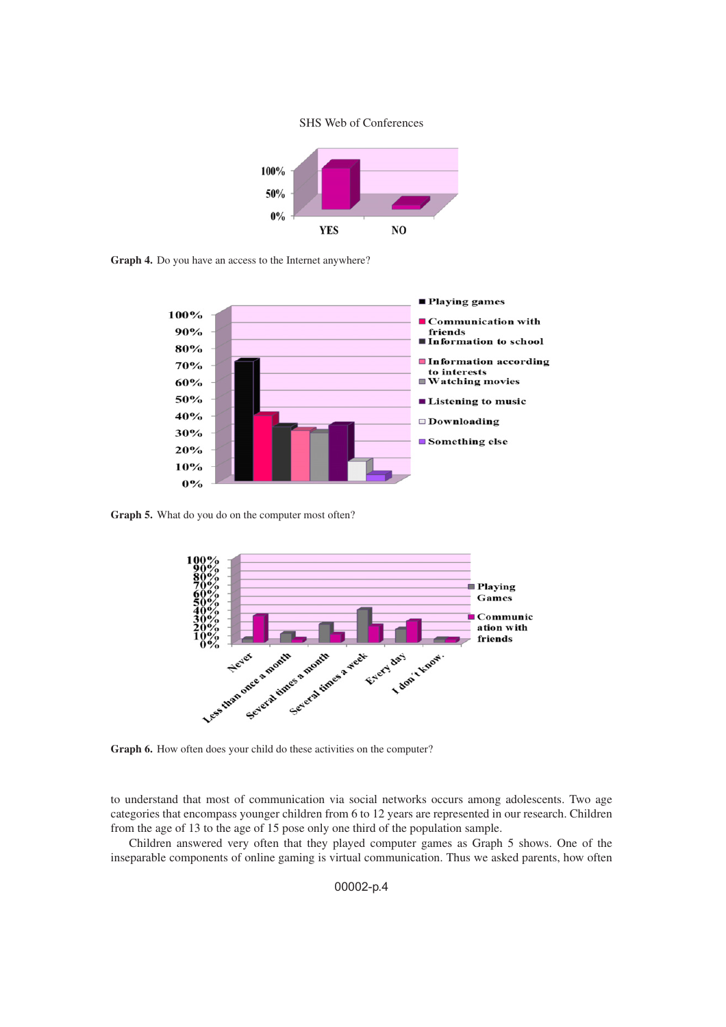Graph 4. Do you have an access to the Internet anywhere?

Graph 5. What do you do on the computer most often?

Graph 6. How often does your child do these activities on the computer?

to understand that most of communication via social networks occurs among adolescents. Two age categories that encompass younger children from 6 to 12 years are represented in our research. Children from the age of 13 to the age of 15 pose only one third of the population sample.

Children answered very often that they played computer games as Graph 5 shows. One of the inseparable components of online gaming is virtual communication. Thus we asked parents, how often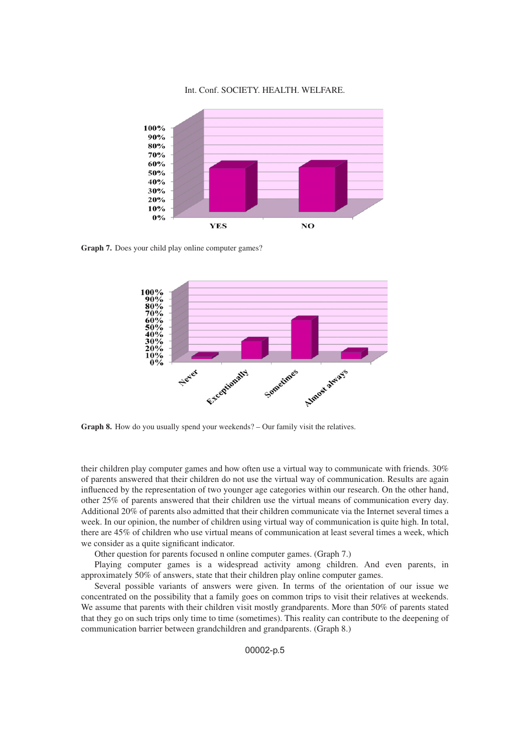**Graph 7.** Does your child play online computer games?

**Graph 8.** How do you usually spend your weekends? – Our family visit the relatives.

their children play computer games and how often use a virtual way to communicate with friends. 30% of parents answered that their children do not use the virtual way of communication. Results are again influenced by the representation of two younger age categories within our research. On the other hand, other 25% of parents answered that their children use the virtual means of communication every day. Additional 20% of parents also admitted that their children communicate via the Internet several times a week. In our opinion, the number of children using virtual way of communication is quite high. In total, there are 45% of children who use virtual means of communication at least several times a week, which we consider as a quite significant indicator.

Other question for parents focused n online computer games. (Graph 7.)

Playing computer games is a widespread activity among children. And even parents, in approximately 50% of answers, state that their children play online computer games.

Several possible variants of answers were given. In terms of the orientation of our issue we concentrated on the possibility that a family goes on common trips to visit their relatives at weekends. We assume that parents with their children visit mostly grandparents. More than 50% of parents stated that they go on such trips only time to time (sometimes). This reality can contribute to the deepening of communication barrier between grandchildren and grandparents. (Graph 8.)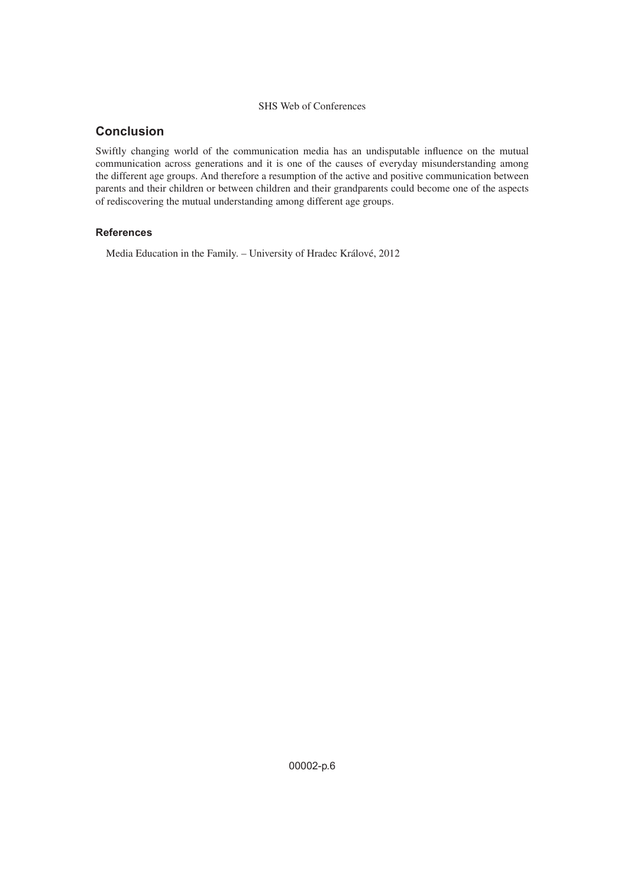## Conclusion

Swiftly changing world of the communication media has an undisputable influence on the mutual communication across generations and it is one of the causes of everyday misunderstanding among the different age groups. And therefore a resumption of the active and positive communication between parents and their children or between children and their grandparents could become one of the aspects of rediscovering the mutual understanding among different age groups.

### References

Media Education in the Family. – University of Hradec Králové, 2012